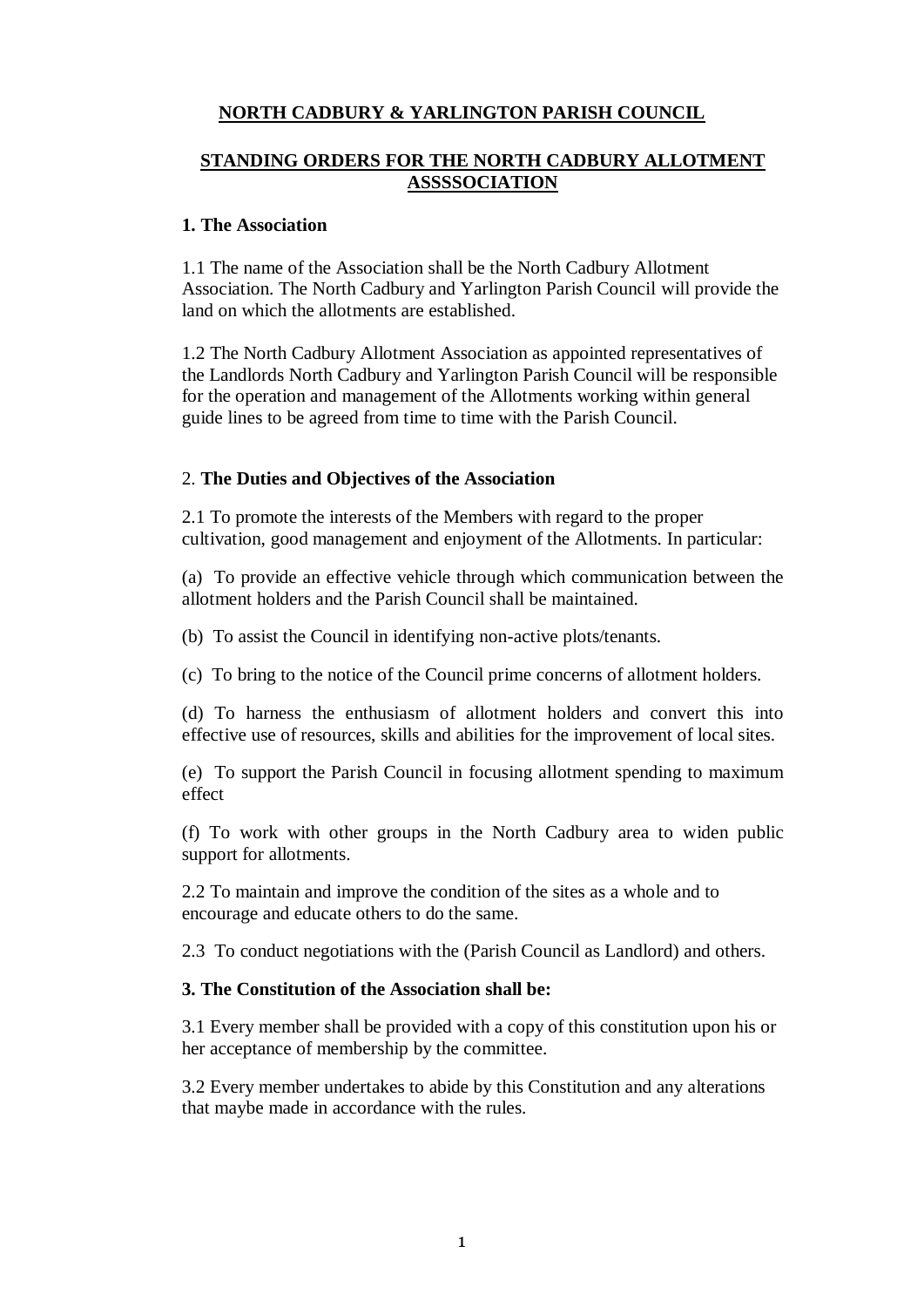## NORTH CADBURY & YARLINGTON PARISH COUNCIL

## STANDING ORDERS FOR THE NORTH CADBURY ALLOTMENT ASSSSOCIATION

### 1. The Association

1.1 The name of the Association shall be the North Cadbury Allotment Association. The North Cadbury and Yarlington Parish Council will provide the land on which the allotments are established.

1.2 The North Cadbury Allotment Association as appointed representatives of the Landlords North Cadbury and Yarlington Parish Council will be responsible for the operation and management of the Allotments working within general guide lines to be agreed from time to time with the Parish Council.

### 2. The Duties and Objectives of the Association

2.1 To promote the interests of the Members with regard to the proper cultivation, good management and enjoyment of the Allotments. In particular:

(a) To provide an effective vehicle through which communication between the allotment holders and the Parish Council shall be maintained.

(b) To assist the Council in identifying non-active plots/tenants.

(c) To bring to the notice of the Council prime concerns of allotment holders.

(d) To harness the enthusiasm of allotment holders and convert this into effective use of resources, skills and abilities for the improvement of local sites.

(e) To support the Parish Council in focusing allotment spending to maximum effect

(f) To work with other groups in the North Cadbury area to widen public support for allotments.

2.2 To maintain and improve the condition of the sites as a whole and to encourage and educate others to do the same.

2.3 To conduct negotiations with the (Parish Council as Landlord) and others.

### 3. The Constitution of the Association shall be:

3.1 Every member shall be provided with a copy of this constitution upon his or her acceptance of membership by the committee.

3.2 Every member undertakes to abide by this Constitution and any alterations that maybe made in accordance with the rules.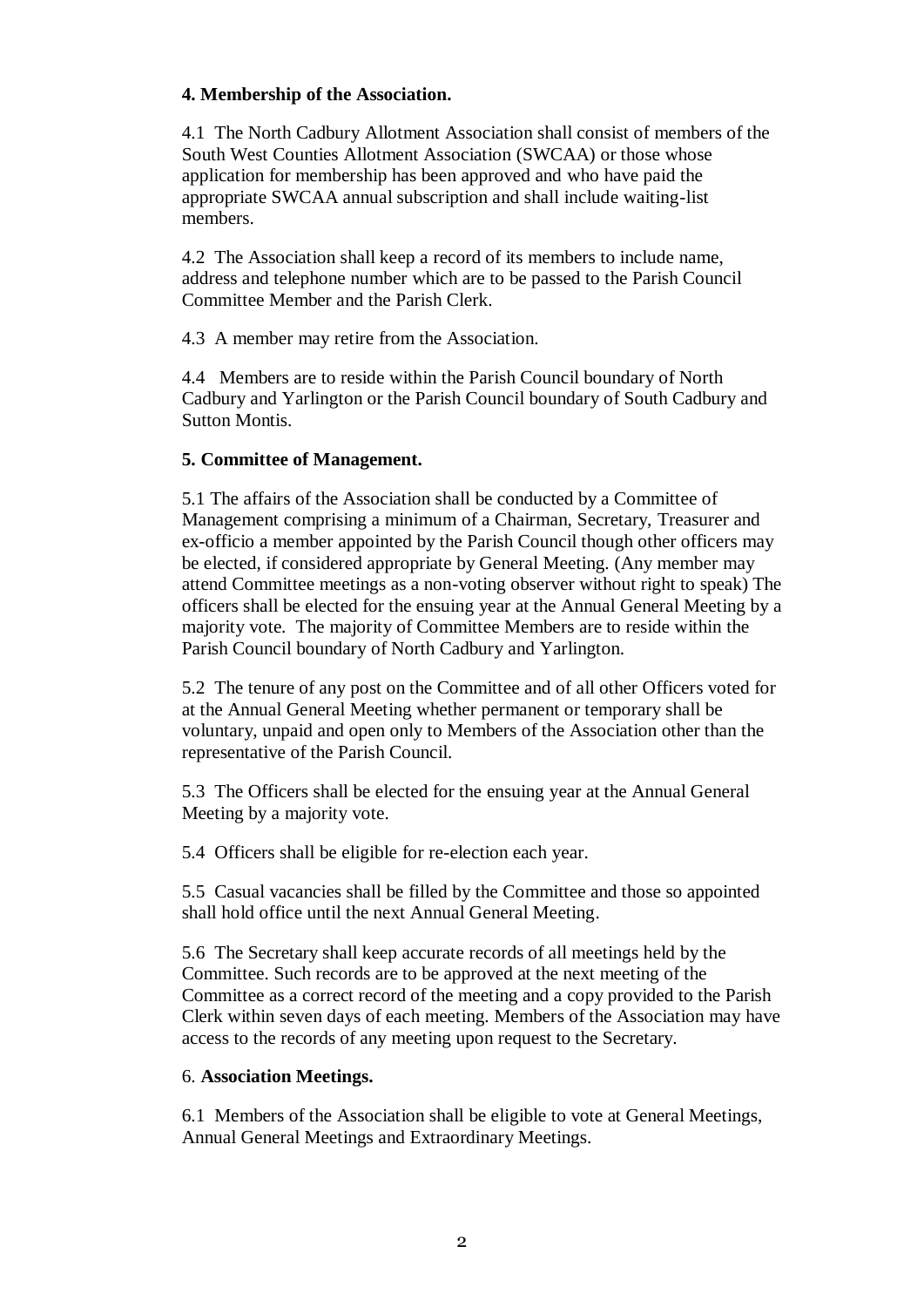**4. Membership of the Association.**

4.1 The North Cadbury Allotment Association shall consist of members of the South West Counties Allotment Association (SWCAA) or those whose application for membership has been approved and who have paid the appropriate SWCAA annual subscription and shall include waiting-list members.

4.2 The Association shall keep a record of its members to include name, address and telephone number which are to be passed to the Parish Council Committee Member and the Parish Clerk.

4.3 A member may retire from the Association.

4.4 Members are to reside within the Parish Council boundary of North Cadbury and Yarlington or the Parish Council boundary of South Cadbury and Sutton Montis.

**5. Committee of Management.**

5.1 The affairs of the Association shall be conducted by a Committee of Management comprising a minimum of a Chairman, Secretary, Treasurer and ex-officio a member appointed by the Parish Council though other officers may be elected, if considered appropriate by General Meeting. (Any member may attend Committee meetings as a non-voting observer without right to speak) The officers shall be elected for the ensuing year at the Annual General Meeting by a majority vote. The majority of Committee Members are to reside within the Parish Council boundary of North Cadbury and Yarlington.

5.2 The tenure of any post on the Committee and of all other Officers voted for at the Annual General Meeting whether permanent or temporary shall be voluntary, unpaid and open only to Members of the Association other than the representative of the Parish Council.

5.3 The Officers shall be elected for the ensuing year at the Annual General Meeting by a majority vote.

5.4 Officers shall be eligible for re-election each year.

5.5 Casual vacancies shall be filled by the Committee and those so appointed shall hold office until the next Annual General Meeting.

5.6 The Secretary shall keep accurate records of all meetings held by the Committee. Such records are to be approved at the next meeting of the Committee as a correct record of the meeting and a copy provided to the Parish Clerk within seven days of each meeting. Members of the Association may have access to the records of any meeting upon request to the Secretary.

6. **Association Meetings.**

6.1 Members of the Association shall be eligible to vote at General Meetings, Annual General Meetings and Extraordinary Meetings.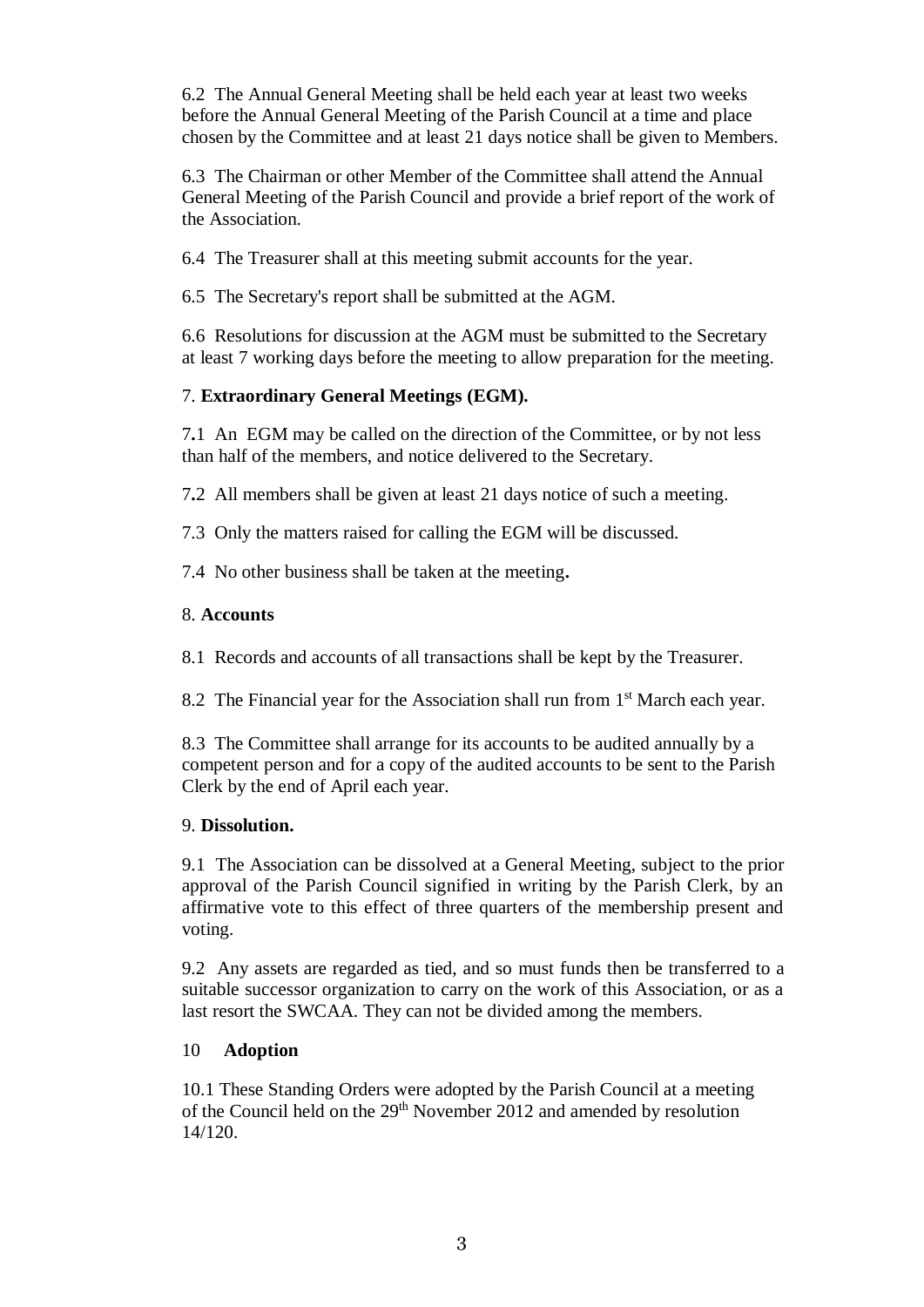6.2 The Annual General Meeting shall be held each year at least two weeks before the Annual General Meeting of the Parish Council at a time and place chosen by the Committee and at least 21 days notice shall be given to Members.

6.3 The Chairman or other Member of the Committee shall attend the Annual General Meeting of the Parish Council and provide a brief report of the work of the Association.

6.4 The Treasurer shall at this meeting submit accounts for the year.

6.5 The Secretary's report shall be submitted at the AGM.

6.6 Resolutions for discussion at the AGM must be submitted to the Secretary at least 7 working days before the meeting to allow preparation for the meeting.

7. **Extraordinary General Meetings (EGM).**

7**.**1 An EGM may be called on the direction of the Committee, or by not less than half of the members, and notice delivered to the Secretary.

7**.**2 All members shall be given at least 21 days notice of such a meeting.

7.3 Only the matters raised for calling the EGM will be discussed.

7.4 No other business shall be taken at the meeting**.**

8. **Accounts**

8.1 Records and accounts of all transactions shall be kept by the Treasurer.

8.2 The Financial year for the Association shall run from 1st March each year.

8.3 The Committee shall arrange for its accounts to be audited annually by a competent person and for a copy of the audited accounts to be sent to the Parish Clerk by the end of April each year.

9. **Dissolution.**

9.1 The Association can be dissolved at a General Meeting, subject to the prior approval of the Parish Council signified in writing by the Parish Clerk, by an affirmative vote to this effect of three quarters of the membership present and voting.

9.2 Any assets are regarded as tied, and so must funds then be transferred to a suitable successor organization to carry on the work of this Association, or as a last resort the SWCAA. They can not be divided among the members.

10 **Adoption**

10.1 These Standing Orders were adopted by the Parish Council at a meeting of the Council held on the 29th November 2012 and amended by resolution 14/120.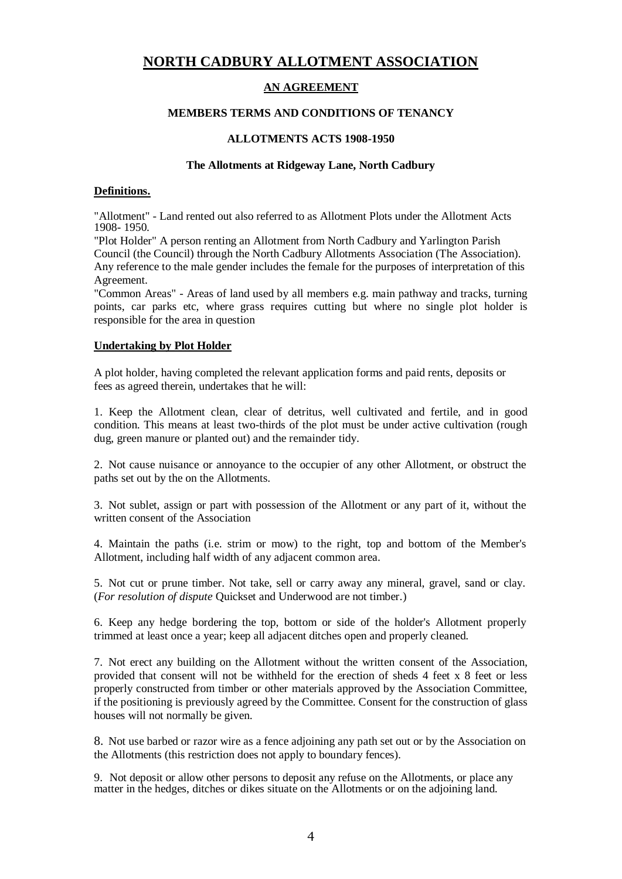# NORTH CADBURY ALLOTMENT ASSOCIATION

## AN AGREEMENT

### MEMBERS TERMS AND CONDITIONS OF TENANCY

### ALLOTMENTS ACTS 1908-1950

**The Allotments at Ridgeway Lane, North Cadbury**

**Definitions.**

"Allotment" - Land rented out also referred to as Allotment Plots under the Allotment Acts 1908- 1950.
"Plot Holder" A person renting an Allotment from North Cadbury and Yarlington Parish Council (the Council) through the North Cadbury Allotments Association (The Association). Any reference to the male gender includes the female for the purposes of interpretation of this Agreement.
"Common Areas" - Areas of land used by all members e.g. main pathway and tracks, turning points, car parks etc, where grass requires cutting but where no single plot holder is responsible for the area in question

**Undertaking by Plot Holder**

A plot holder, having completed the relevant application forms and paid rents, deposits or fees as agreed therein, undertakes that he will:

1. Keep the Allotment clean, clear of detritus, well cultivated and fertile, and in good condition. This means at least two-thirds of the plot must be under active cultivation (rough dug, green manure or planted out) and the remainder tidy.

2. Not cause nuisance or annoyance to the occupier of any other Allotment, or obstruct the paths set out by the on the Allotments.

3. Not sublet, assign or part with possession of the Allotment or any part of it, without the written consent of the Association

4. Maintain the paths (i.e. strim or mow) to the right, top and bottom of the Member's Allotment, including half width of any adjacent common area.

5. Not cut or prune timber. Not take, sell or carry away any mineral, gravel, sand or clay. (*For resolution of dispute* Quickset and Underwood are not timber.)

6. Keep any hedge bordering the top, bottom or side of the holder's Allotment properly trimmed at least once a year; keep all adjacent ditches open and properly cleaned.

7. Not erect any building on the Allotment without the written consent of the Association, provided that consent will not be withheld for the erection of sheds 4 feet x 8 feet or less properly constructed from timber or other materials approved by the Association Committee, if the positioning is previously agreed by the Committee. Consent for the construction of glass houses will not normally be given.

8. Not use barbed or razor wire as a fence adjoining any path set out or by the Association on the Allotments (this restriction does not apply to boundary fences).

9. Not deposit or allow other persons to deposit any refuse on the Allotments, or place any matter in the hedges, ditches or dikes situate on the Allotments or on the adjoining land.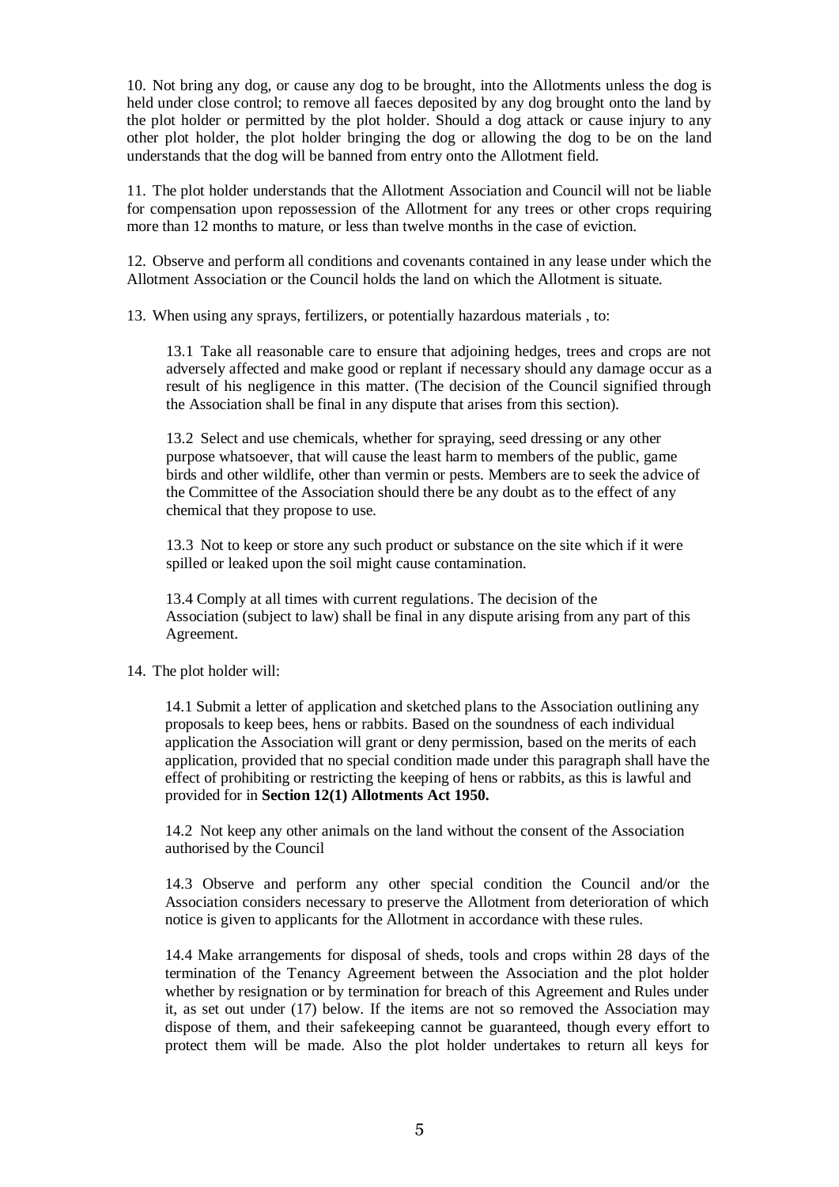10. Not bring any dog, or cause any dog to be brought, into the Allotments unless the dog is held under close control; to remove all faeces deposited by any dog brought onto the land by the plot holder or permitted by the plot holder. Should a dog attack or cause injury to any other plot holder, the plot holder bringing the dog or allowing the dog to be on the land understands that the dog will be banned from entry onto the Allotment field.

11. The plot holder understands that the Allotment Association and Council will not be liable for compensation upon repossession of the Allotment for any trees or other crops requiring more than 12 months to mature, or less than twelve months in the case of eviction.

12. Observe and perform all conditions and covenants contained in any lease under which the Allotment Association or the Council holds the land on which the Allotment is situate.

13. When using any sprays, fertilizers, or potentially hazardous materials , to:

13.1 Take all reasonable care to ensure that adjoining hedges, trees and crops are not adversely affected and make good or replant if necessary should any damage occur as a result of his negligence in this matter. (The decision of the Council signified through the Association shall be final in any dispute that arises from this section).

13.2 Select and use chemicals, whether for spraying, seed dressing or any other purpose whatsoever, that will cause the least harm to members of the public, game birds and other wildlife, other than vermin or pests. Members are to seek the advice of the Committee of the Association should there be any doubt as to the effect of any chemical that they propose to use.

13.3 Not to keep or store any such product or substance on the site which if it were spilled or leaked upon the soil might cause contamination.

13.4 Comply at all times with current regulations. The decision of the Association (subject to law) shall be final in any dispute arising from any part of this Agreement.

14. The plot holder will:

14.1 Submit a letter of application and sketched plans to the Association outlining any proposals to keep bees, hens or rabbits. Based on the soundness of each individual application the Association will grant or deny permission, based on the merits of each application, provided that no special condition made under this paragraph shall have the effect of prohibiting or restricting the keeping of hens or rabbits, as this is lawful and provided for in **Section 12(1) Allotments Act 1950.**

14.2 Not keep any other animals on the land without the consent of the Association authorised by the Council

14.3 Observe and perform any other special condition the Council and/or the Association considers necessary to preserve the Allotment from deterioration of which notice is given to applicants for the Allotment in accordance with these rules.

14.4 Make arrangements for disposal of sheds, tools and crops within 28 days of the termination of the Tenancy Agreement between the Association and the plot holder whether by resignation or by termination for breach of this Agreement and Rules under it, as set out under (17) below. If the items are not so removed the Association may dispose of them, and their safekeeping cannot be guaranteed, though every effort to protect them will be made. Also the plot holder undertakes to return all keys for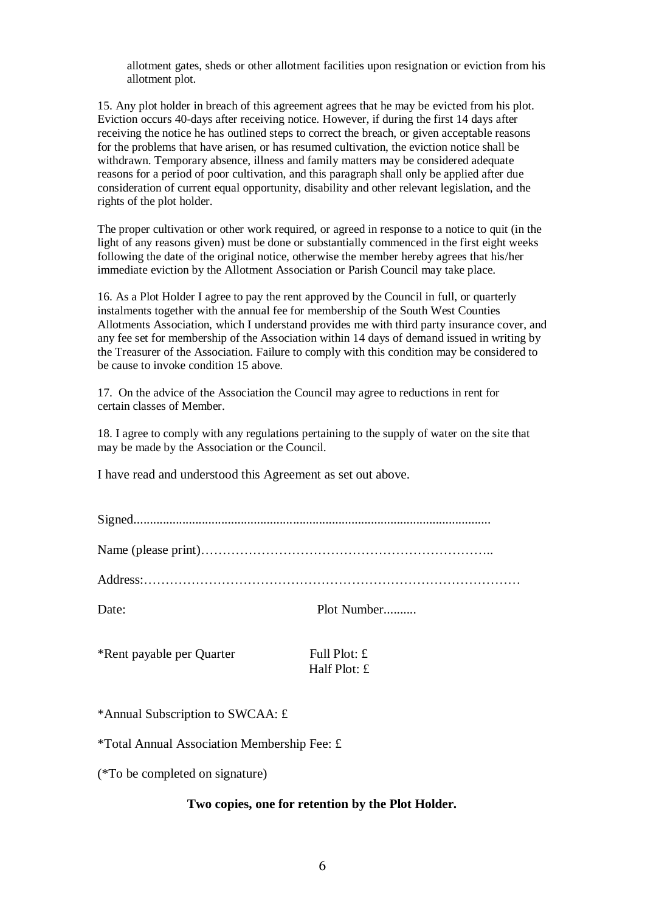allotment gates, sheds or other allotment facilities upon resignation or eviction from his allotment plot.

15. Any plot holder in breach of this agreement agrees that he may be evicted from his plot. Eviction occurs 40-days after receiving notice. However, if during the first 14 days after receiving the notice he has outlined steps to correct the breach, or given acceptable reasons for the problems that have arisen, or has resumed cultivation, the eviction notice shall be withdrawn. Temporary absence, illness and family matters may be considered adequate reasons for a period of poor cultivation, and this paragraph shall only be applied after due consideration of current equal opportunity, disability and other relevant legislation, and the rights of the plot holder.

The proper cultivation or other work required, or agreed in response to a notice to quit (in the light of any reasons given) must be done or substantially commenced in the first eight weeks following the date of the original notice, otherwise the member hereby agrees that his/her immediate eviction by the Allotment Association or Parish Council may take place.

16. As a Plot Holder I agree to pay the rent approved by the Council in full, or quarterly instalments together with the annual fee for membership of the South West Counties Allotments Association, which I understand provides me with third party insurance cover, and any fee set for membership of the Association within 14 days of demand issued in writing by the Treasurer of the Association. Failure to comply with this condition may be considered to be cause to invoke condition 15 above.

17. On the advice of the Association the Council may agree to reductions in rent for certain classes of Member.

18. I agree to comply with any regulations pertaining to the supply of water on the site that may be made by the Association or the Council.

I have read and understood this Agreement as set out above.

Signed..........................................................................................................

Name (please print)…………………………………………………………..

Address:……………………………………………………………………………

Date: Plot Number..........

*Rent payable per Quarter Full Plot: £
Half Plot: £

*Annual Subscription to SWCAA: £

*Total Annual Association Membership Fee: £

(*To be completed on signature)

**Two copies, one for retention by the Plot Holder.**